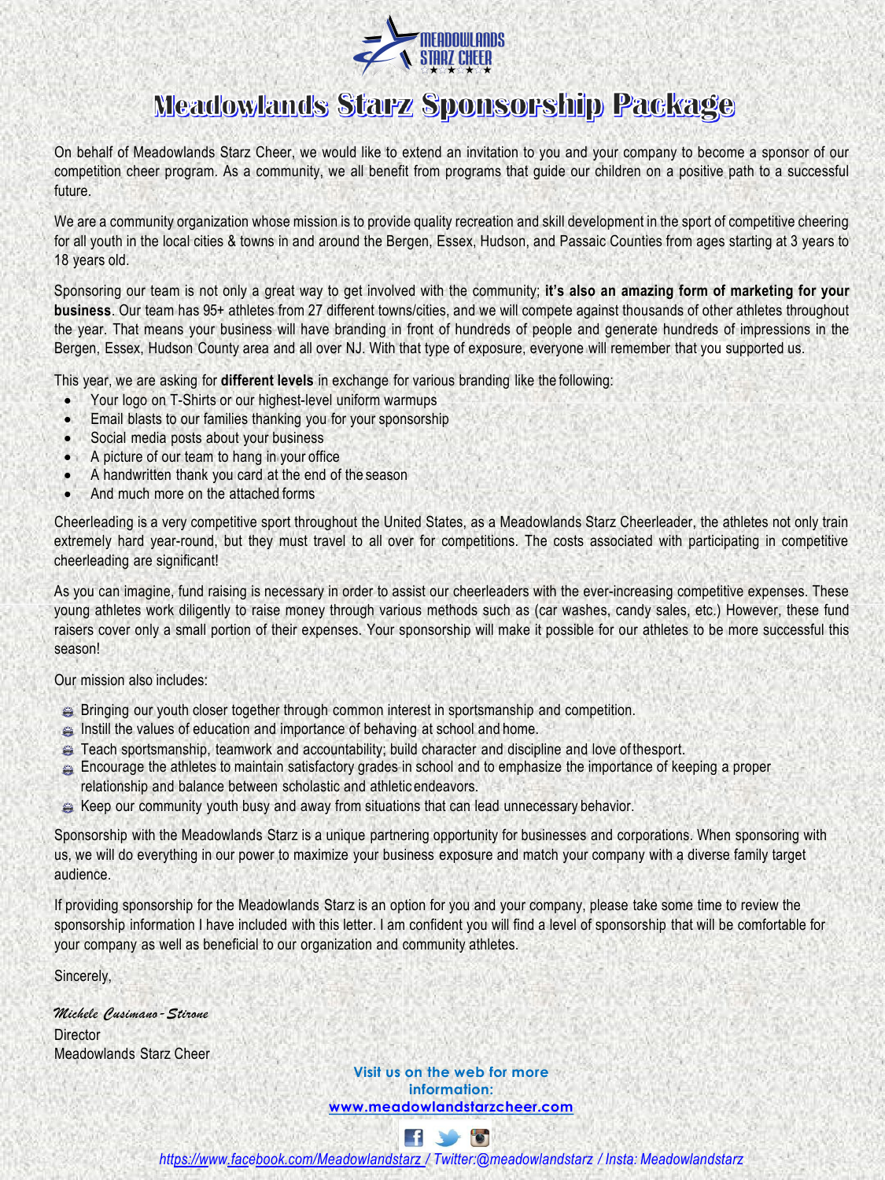# Meadowlands Starz Sponsorship Package

On behalf of Meadowlands Starz Cheer, we would like to extend an invitation to you and your company to become a sponsor of our competition cheer program. As a community, we all benefit from programs that guide our children on a positive path to a successful future.

We are a community organization whose mission is to provide quality recreation and skill development in the sport of competitive cheering for all youth in the local cities & towns in and around the Bergen, Essex, Hudson, and Passaic Counties from ages starting at 3 years to 18 years old.

Sponsoring our team is not only a great way to get involved with the community; **it's also an amazing form of marketing for your business**. Our team has 95+ athletes from 27 different towns/cities, and we will compete against thousands of other athletes throughout the year. That means your business will have branding in front of hundreds of people and generate hundreds of impressions in the Bergen, Essex, Hudson County area and all over NJ. With that type of exposure, everyone will remember that you supported us.

This year, we are asking for **different levels** in exchange for various branding like the following:

- Your logo on T-Shirts or our highest-level uniform warmups
- Email blasts to our families thanking you for your sponsorship
- Social media posts about your business
- A picture of our team to hang in your office
- A handwritten thank you card at the end of the season
- And much more on the attached forms

Cheerleading is a very competitive sport throughout the United States, as a Meadowlands Starz Cheerleader, the athletes not only train extremely hard year-round, but they must travel to all over for competitions. The costs associated with participating in competitive cheerleading are significant!

As you can imagine, fund raising is necessary in order to assist our cheerleaders with the ever-increasing competitive expenses. These young athletes work diligently to raise money through various methods such as (car washes, candy sales, etc.) However, these fund raisers cover only a small portion of their expenses. Your sponsorship will make it possible for our athletes to be more successful this season!

Our mission also includes:

- Bringing our youth closer together through common interest in sportsmanship and competition.
- Instill the values of education and importance of behaving at school and home.
- Teach sportsmanship, teamwork and accountability; build character and discipline and love of the sport.
- Encourage the athletes to maintain satisfactory grades in school and to emphasize the importance of keeping a proper relationship and balance between scholastic and athletic endeavors.
- Keep our community youth busy and away from situations that can lead unnecessary behavior.

Sponsorship with the Meadowlands Starz is a unique partnering opportunity for businesses and corporations. When sponsoring with us, we will do everything in our power to maximize your business exposure and match your company with a diverse family target audience.

If providing sponsorship for the Meadowlands Starz is an option for you and your company, please take some time to review the sponsorship information I have included with this letter. I am confident you will find a level of sponsorship that will be comfortable for your company as well as beneficial to our organization and community athletes.

Sincerely,

*Michele Cusimano-Stirone*
Director
Meadowlands Starz Cheer

**Visit us on the web for more information:**
**www.meadowlandstarzcheer.com**

*https://www.facebook.com/Meadowlandstarz / Twitter:@meadowlandstarz / Insta: Meadowlandstarz*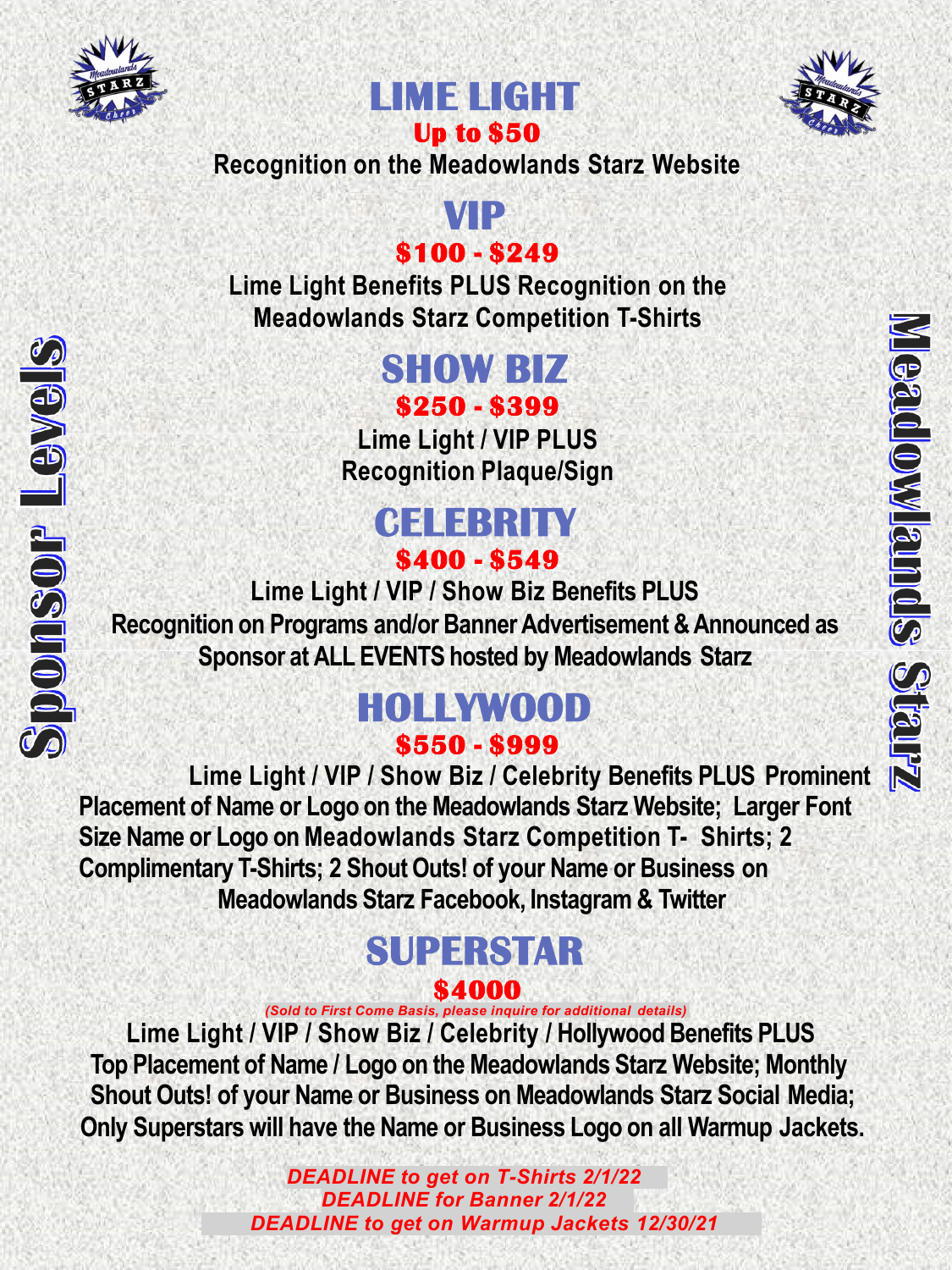# Sponsor Levels

# Meadowlands Starz

## LIME LIGHT

**Up to $50**

**Recognition on the Meadowlands Starz Website**

## VIP

**$100 - $249**

**Lime Light Benefits PLUS Recognition on the Meadowlands Starz Competition T-Shirts**

## SHOW BIZ

**$250 - $399**

**Lime Light / VIP PLUS Recognition Plaque/Sign**

## CELEBRITY

**$400 - $549**

**Lime Light / VIP / Show Biz Benefits PLUS Recognition on Programs and/or Banner Advertisement & Announced as Sponsor at ALL EVENTS hosted by Meadowlands Starz**

## HOLLYWOOD

**$550 - $999**

**Lime Light / VIP / Show Biz / Celebrity Benefits PLUS Prominent Placement of Name or Logo on the Meadowlands Starz Website; Larger Font Size Name or Logo on Meadowlands Starz Competition T- Shirts; 2 Complimentary T-Shirts; 2 Shout Outs! of your Name or Business on Meadowlands Starz Facebook, Instagram & Twitter**

## SUPERSTAR

**$4000**

*(Sold to First Come Basis, please inquire for additional details)*

**Lime Light / VIP / Show Biz / Celebrity / Hollywood Benefits PLUS Top Placement of Name / Logo on the Meadowlands Starz Website; Monthly Shout Outs! of your Name or Business on Meadowlands Starz Social Media; Only Superstars will have the Name or Business Logo on all Warmup Jackets.**

***DEADLINE to get on T-Shirts 2/1/22***
***DEADLINE for Banner 2/1/22***
***DEADLINE to get on Warmup Jackets 12/30/21***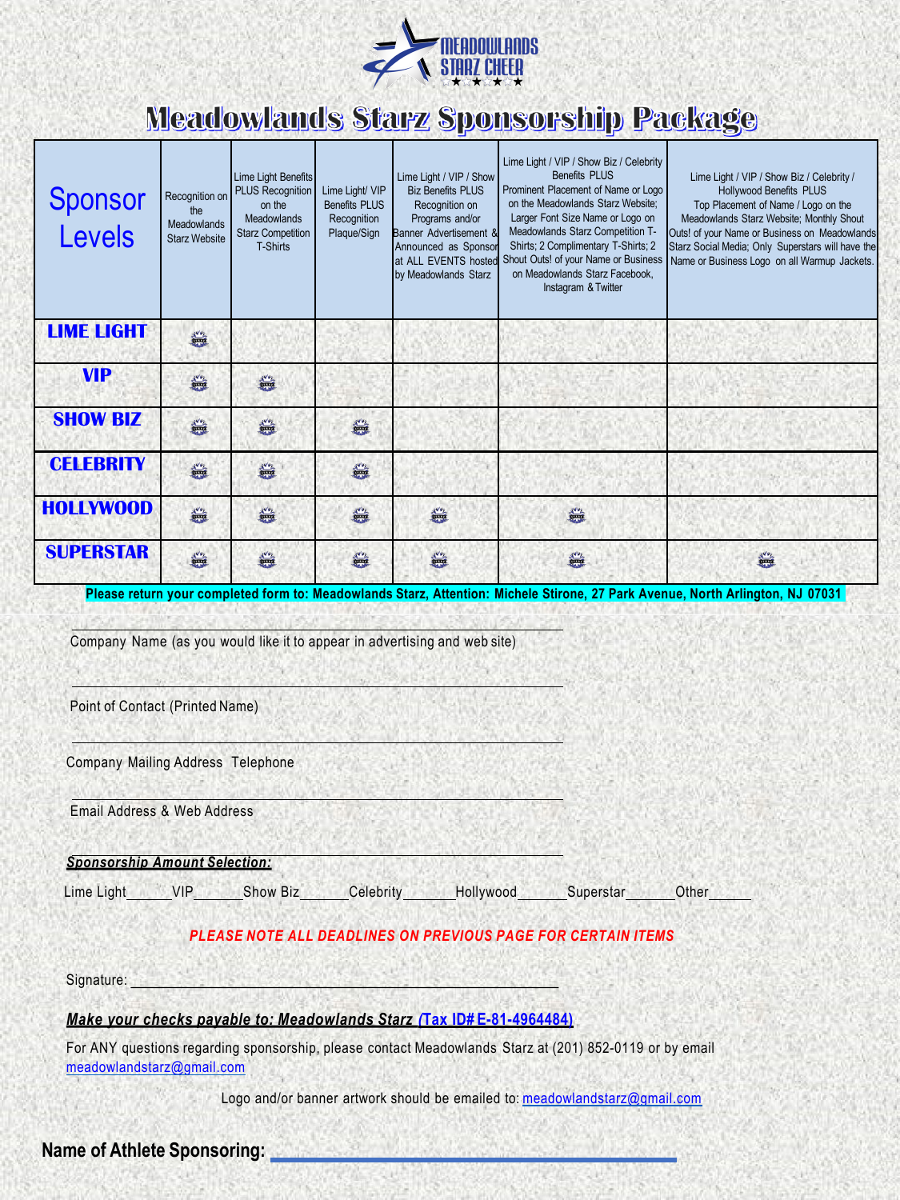# Meadowlands Starz Sponsorship Package

| Sponsor Levels | Recognition on the Meadowlands Starz Website | Lime Light Benefits PLUS Recognition on the Meadowlands Starz Competition T-Shirts | Lime Light/ VIP Benefits PLUS Recognition Plaque/Sign | Lime Light / VIP / Show Biz Benefits PLUS Recognition on Programs and/or Banner Advertisement & Announced as Sponsor at ALL EVENTS hosted by Meadowlands Starz | Lime Light / VIP / Show Biz / Celebrity Benefits PLUS Prominent Placement of Name or Logo on the Meadowlands Starz Website; Larger Font Size Name or Logo on Meadowlands Starz Competition T-Shirts; 2 Complimentary T-Shirts; 2 Shout Outs! of your Name or Business on Meadowlands Starz Facebook, Instagram & Twitter | Lime Light / VIP / Show Biz / Celebrity / Hollywood Benefits PLUS Top Placement of Name / Logo on the Meadowlands Starz Website; Monthly Shout Outs! of your Name or Business on Meadowlands Starz Social Media; Only Superstars will have the Name or Business Logo on all Warmup Jackets. |
|---|---|---|---|---|---|---|
| **LIME LIGHT** | ✓ | | | | | |
| **VIP** | ✓ | ✓ | | | | |
| **SHOW BIZ** | ✓ | ✓ | ✓ | | | |
| **CELEBRITY** | ✓ | ✓ | ✓ | | | |
| **HOLLYWOOD** | ✓ | ✓ | ✓ | ✓ | ✓ | |
| **SUPERSTAR** | ✓ | ✓ | ✓ | ✓ | ✓ | ✓ |

**Please return your completed form to: Meadowlands Starz, Attention: Michele Stirone, 27 Park Avenue, North Arlington, NJ 07031**

______________________________________________

Company Name (as you would like it to appear in advertising and web site)

______________________________________________

Point of Contact (Printed Name)

______________________________________________

Company Mailing Address Telephone

______________________________________________

Email Address & Web Address

______________________________________________

***Sponsorship Amount Selection:***

Lime Light______VIP______Show Biz______Celebrity______Hollywood______Superstar______Other______

***PLEASE NOTE ALL DEADLINES ON PREVIOUS PAGE FOR CERTAIN ITEMS***

Signature: ______________________________________________

***Make your checks payable to: Meadowlands Starz (Tax ID# E-81-4964484)***

For ANY questions regarding sponsorship, please contact Meadowlands Starz at (201) 852-0119 or by email meadowlandstarz@gmail.com

Logo and/or banner artwork should be emailed to: meadowlandstarz@gmail.com

**Name of Athlete Sponsoring:** ______________________________